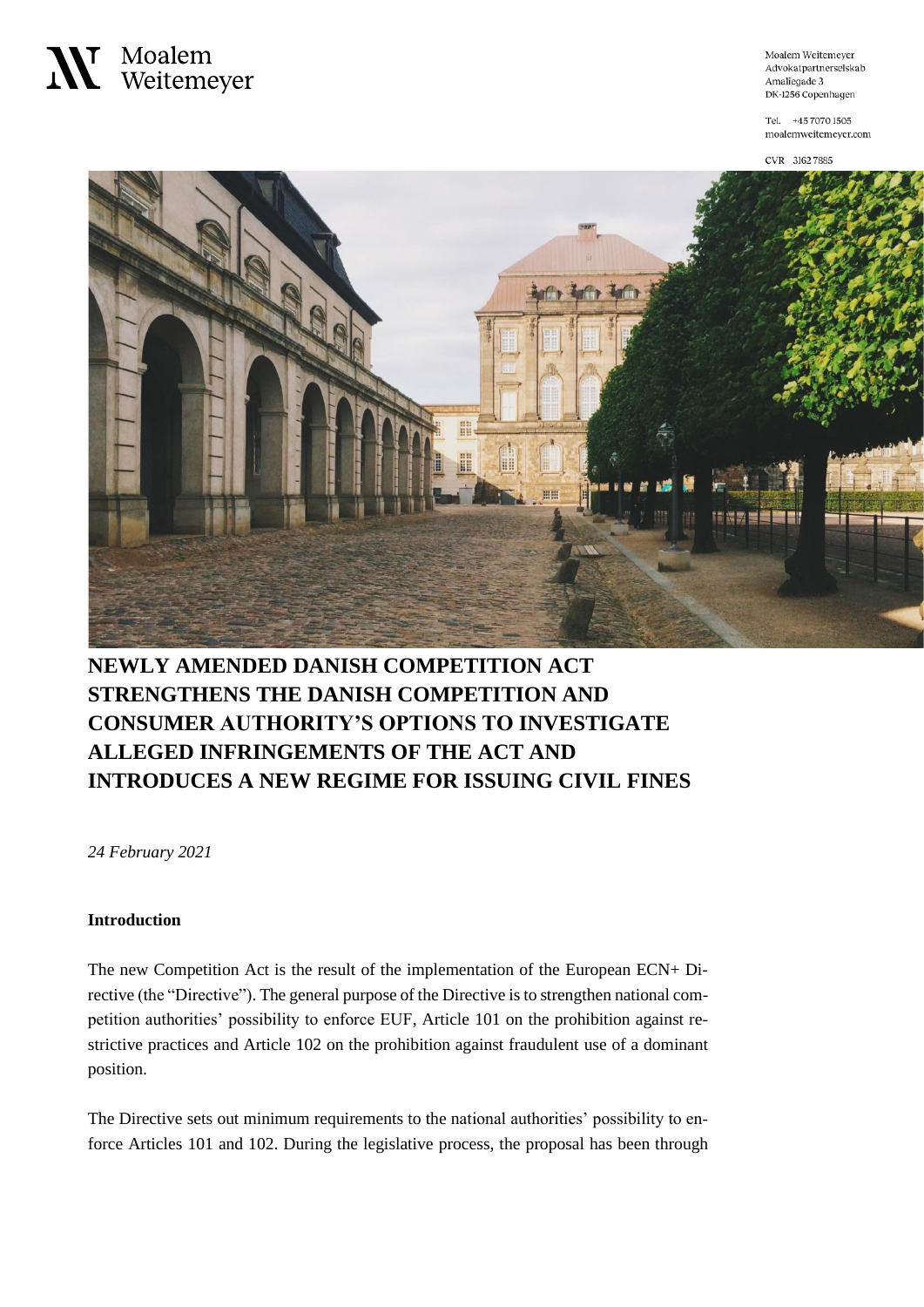Moalem Weitemeyer

Moalem Weitemeyer
Advokatpartnerselskab
Amaliegade 3
DK-1256 Copenhagen

Tel. +45 7070 1505
moalemweitemeyer.com

CVR 3162 7885

# NEWLY AMENDED DANISH COMPETITION ACT STRENGTHENS THE DANISH COMPETITION AND CONSUMER AUTHORITY'S OPTIONS TO INVESTIGATE ALLEGED INFRINGEMENTS OF THE ACT AND INTRODUCES A NEW REGIME FOR ISSUING CIVIL FINES

*24 February 2021*

**Introduction**

The new Competition Act is the result of the implementation of the European ECN+ Directive (the "Directive"). The general purpose of the Directive is to strengthen national competition authorities' possibility to enforce EUF, Article 101 on the prohibition against restrictive practices and Article 102 on the prohibition against fraudulent use of a dominant position.

The Directive sets out minimum requirements to the national authorities' possibility to enforce Articles 101 and 102. During the legislative process, the proposal has been through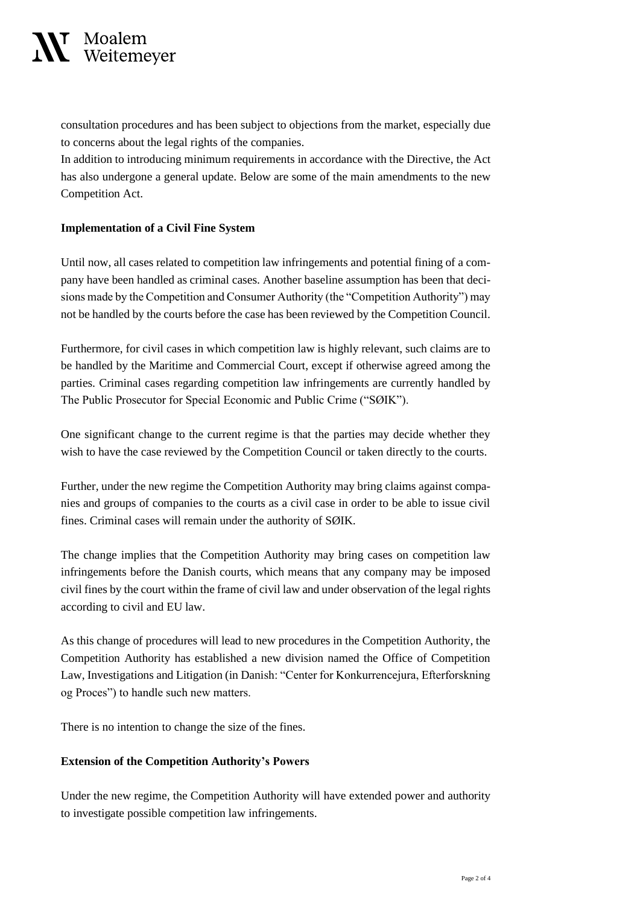consultation procedures and has been subject to objections from the market, especially due to concerns about the legal rights of the companies.

In addition to introducing minimum requirements in accordance with the Directive, the Act has also undergone a general update. Below are some of the main amendments to the new Competition Act.

**Implementation of a Civil Fine System**

Until now, all cases related to competition law infringements and potential fining of a company have been handled as criminal cases. Another baseline assumption has been that decisions made by the Competition and Consumer Authority (the "Competition Authority") may not be handled by the courts before the case has been reviewed by the Competition Council.

Furthermore, for civil cases in which competition law is highly relevant, such claims are to be handled by the Maritime and Commercial Court, except if otherwise agreed among the parties. Criminal cases regarding competition law infringements are currently handled by The Public Prosecutor for Special Economic and Public Crime ("SØIK").

One significant change to the current regime is that the parties may decide whether they wish to have the case reviewed by the Competition Council or taken directly to the courts.

Further, under the new regime the Competition Authority may bring claims against companies and groups of companies to the courts as a civil case in order to be able to issue civil fines. Criminal cases will remain under the authority of SØIK.

The change implies that the Competition Authority may bring cases on competition law infringements before the Danish courts, which means that any company may be imposed civil fines by the court within the frame of civil law and under observation of the legal rights according to civil and EU law.

As this change of procedures will lead to new procedures in the Competition Authority, the Competition Authority has established a new division named the Office of Competition Law, Investigations and Litigation (in Danish: "Center for Konkurrencejura, Efterforskning og Proces") to handle such new matters.

There is no intention to change the size of the fines.

**Extension of the Competition Authority's Powers**

Under the new regime, the Competition Authority will have extended power and authority to investigate possible competition law infringements.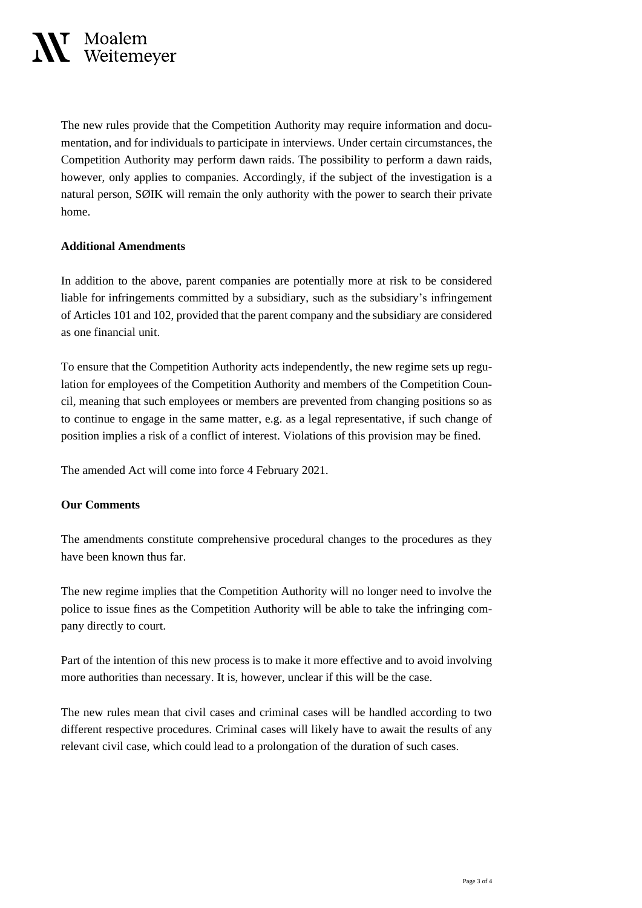The new rules provide that the Competition Authority may require information and documentation, and for individuals to participate in interviews. Under certain circumstances, the Competition Authority may perform dawn raids. The possibility to perform a dawn raids, however, only applies to companies. Accordingly, if the subject of the investigation is a natural person, SØIK will remain the only authority with the power to search their private home.

**Additional Amendments**

In addition to the above, parent companies are potentially more at risk to be considered liable for infringements committed by a subsidiary, such as the subsidiary's infringement of Articles 101 and 102, provided that the parent company and the subsidiary are considered as one financial unit.

To ensure that the Competition Authority acts independently, the new regime sets up regulation for employees of the Competition Authority and members of the Competition Council, meaning that such employees or members are prevented from changing positions so as to continue to engage in the same matter, e.g. as a legal representative, if such change of position implies a risk of a conflict of interest. Violations of this provision may be fined.

The amended Act will come into force 4 February 2021.

**Our Comments**

The amendments constitute comprehensive procedural changes to the procedures as they have been known thus far.

The new regime implies that the Competition Authority will no longer need to involve the police to issue fines as the Competition Authority will be able to take the infringing company directly to court.

Part of the intention of this new process is to make it more effective and to avoid involving more authorities than necessary. It is, however, unclear if this will be the case.

The new rules mean that civil cases and criminal cases will be handled according to two different respective procedures. Criminal cases will likely have to await the results of any relevant civil case, which could lead to a prolongation of the duration of such cases.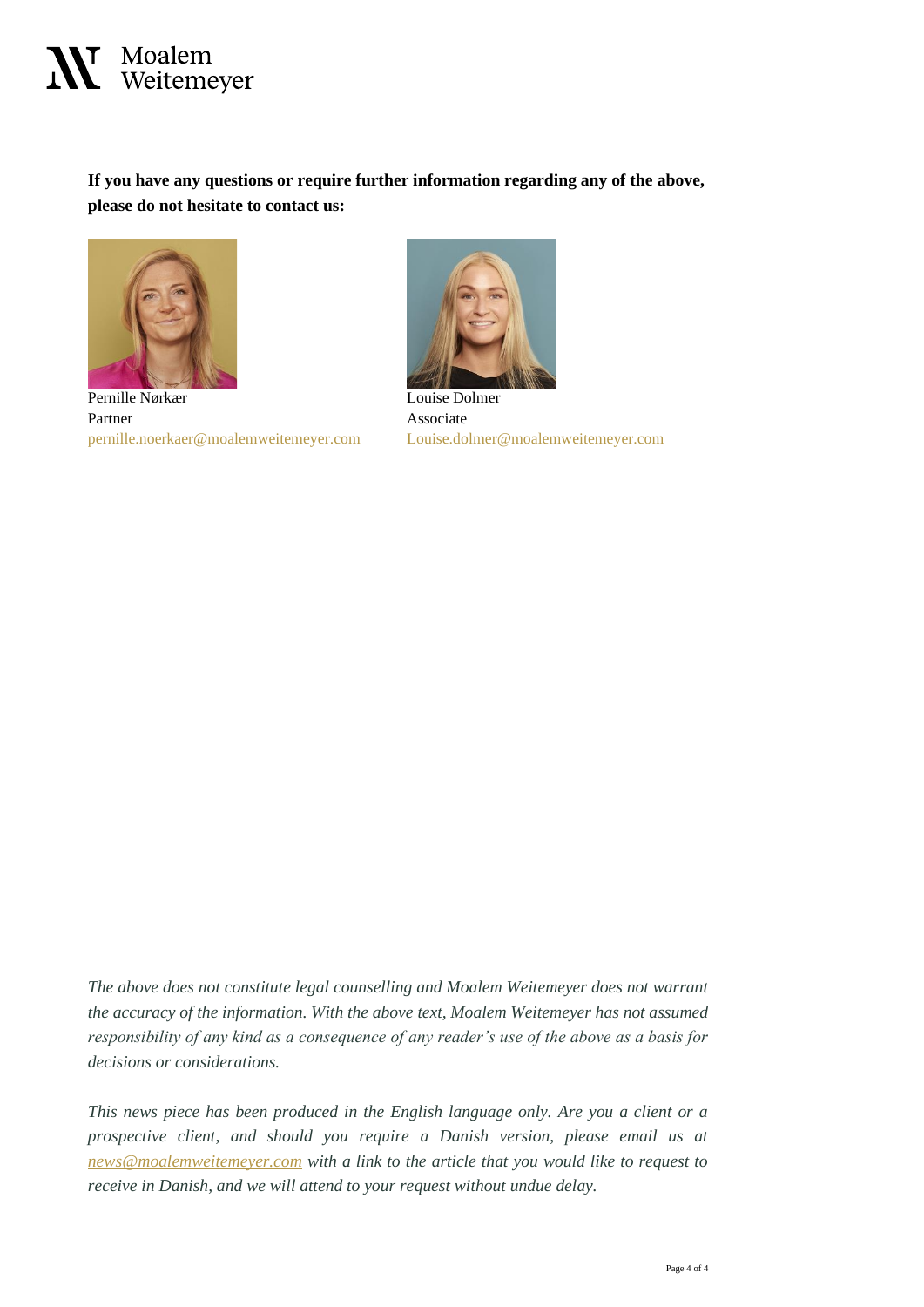**If you have any questions or require further information regarding any of the above, please do not hesitate to contact us:**

Pernille Nørkær
Partner
pernille.noerkaer@moalemweitemeyer.com

Louise Dolmer
Associate
Louise.dolmer@moalemweitemeyer.com

*The above does not constitute legal counselling and Moalem Weitemeyer does not warrant the accuracy of the information. With the above text, Moalem Weitemeyer has not assumed responsibility of any kind as a consequence of any reader's use of the above as a basis for decisions or considerations.*

*This news piece has been produced in the English language only. Are you a client or a prospective client, and should you require a Danish version, please email us at news@moalemweitemeyer.com with a link to the article that you would like to request to receive in Danish, and we will attend to your request without undue delay.*